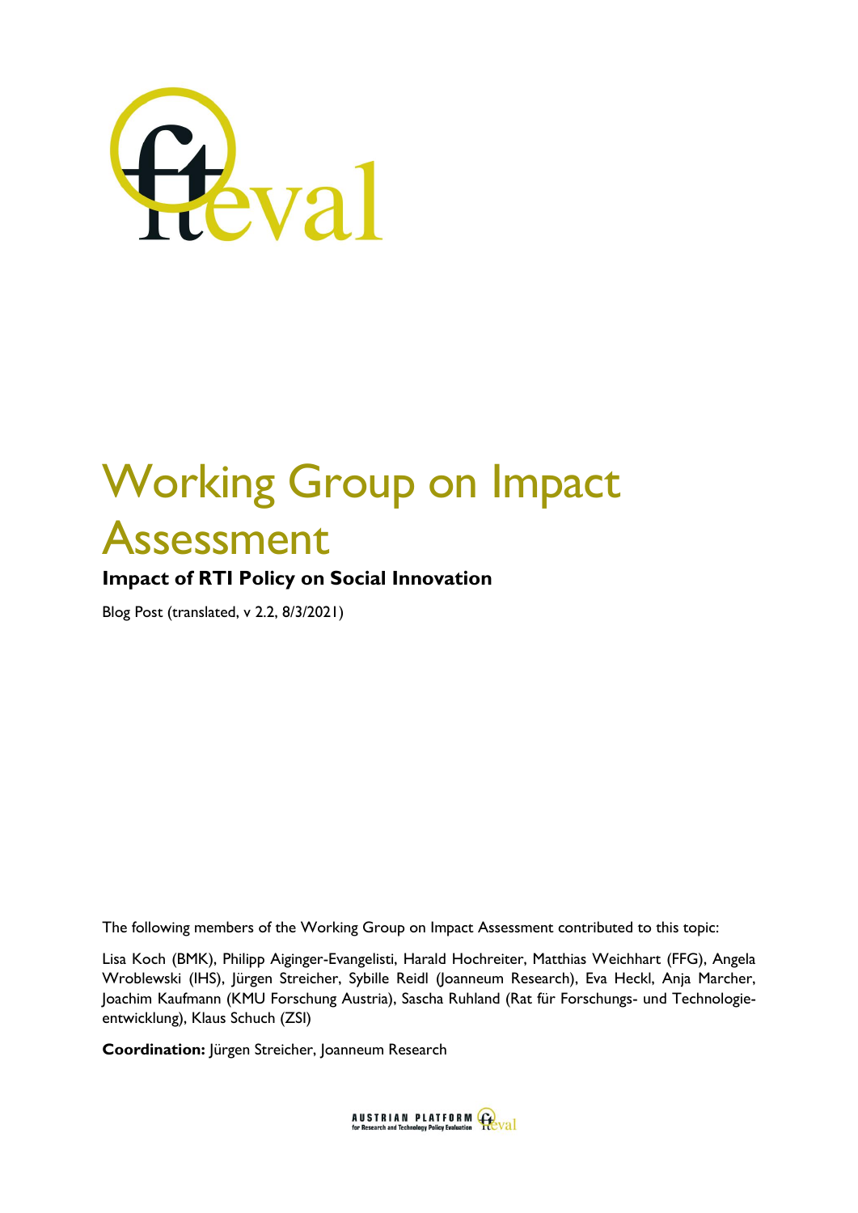# Working Group on Impact Assessment

## Impact of RTI Policy on Social Innovation

Blog Post (translated, v 2.2, 8/3/2021)

The following members of the Working Group on Impact Assessment contributed to this topic:

Lisa Koch (BMK), Philipp Aiginger-Evangelisti, Harald Hochreiter, Matthias Weichhart (FFG), Angela Wroblewski (IHS), Jürgen Streicher, Sybille Reidl (Joanneum Research), Eva Heckl, Anja Marcher, Joachim Kaufmann (KMU Forschung Austria), Sascha Ruhland (Rat für Forschungs- und Technologieentwicklung), Klaus Schuch (ZSI)

**Coordination:** Jürgen Streicher, Joanneum Research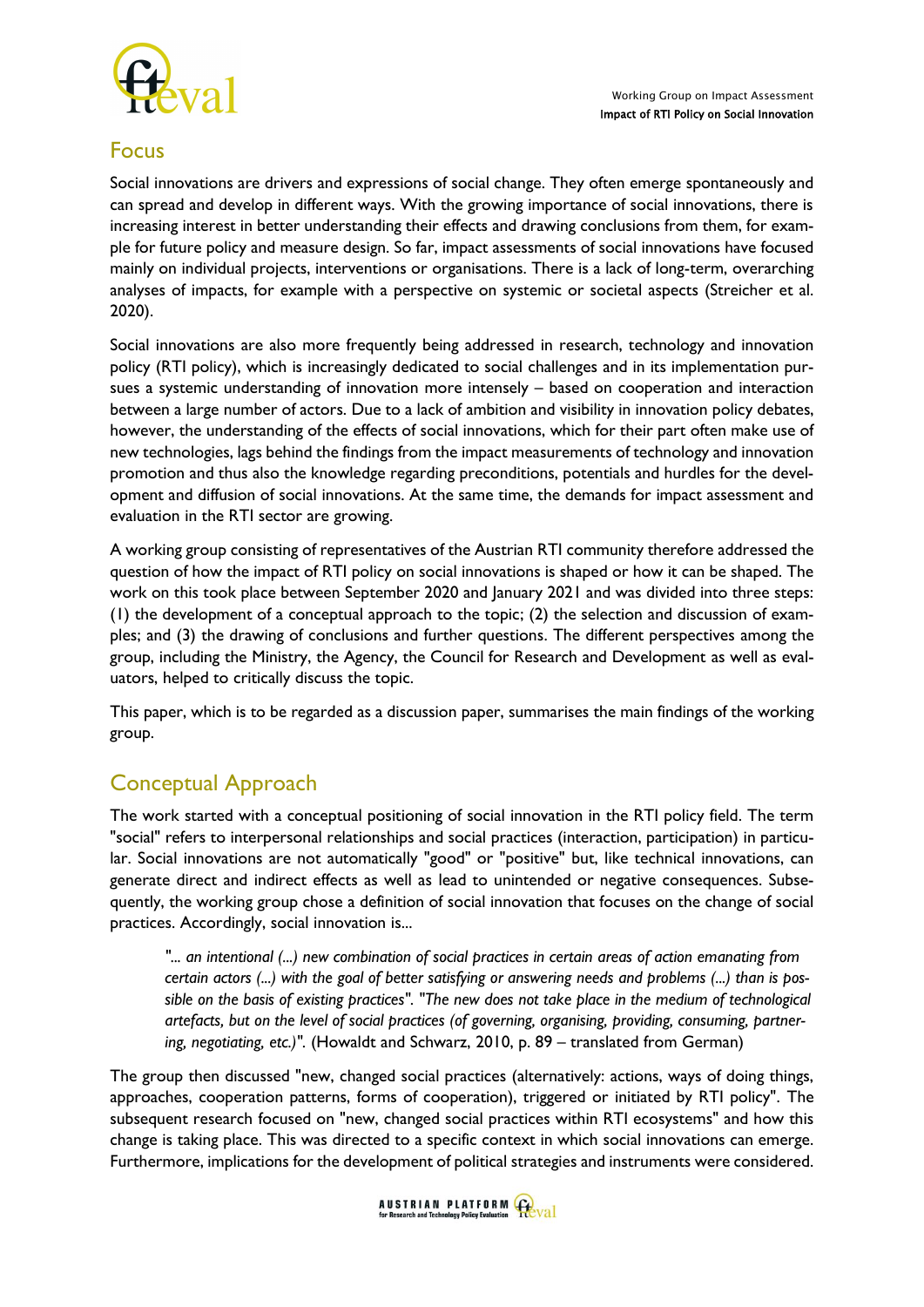## Focus

Social innovations are drivers and expressions of social change. They often emerge spontaneously and can spread and develop in different ways. With the growing importance of social innovations, there is increasing interest in better understanding their effects and drawing conclusions from them, for example for future policy and measure design. So far, impact assessments of social innovations have focused mainly on individual projects, interventions or organisations. There is a lack of long-term, overarching analyses of impacts, for example with a perspective on systemic or societal aspects (Streicher et al. 2020).

Social innovations are also more frequently being addressed in research, technology and innovation policy (RTI policy), which is increasingly dedicated to social challenges and in its implementation pursues a systemic understanding of innovation more intensely – based on cooperation and interaction between a large number of actors. Due to a lack of ambition and visibility in innovation policy debates, however, the understanding of the effects of social innovations, which for their part often make use of new technologies, lags behind the findings from the impact measurements of technology and innovation promotion and thus also the knowledge regarding preconditions, potentials and hurdles for the development and diffusion of social innovations. At the same time, the demands for impact assessment and evaluation in the RTI sector are growing.

A working group consisting of representatives of the Austrian RTI community therefore addressed the question of how the impact of RTI policy on social innovations is shaped or how it can be shaped. The work on this took place between September 2020 and January 2021 and was divided into three steps: (1) the development of a conceptual approach to the topic; (2) the selection and discussion of examples; and (3) the drawing of conclusions and further questions. The different perspectives among the group, including the Ministry, the Agency, the Council for Research and Development as well as evaluators, helped to critically discuss the topic.

This paper, which is to be regarded as a discussion paper, summarises the main findings of the working group.

## Conceptual Approach

The work started with a conceptual positioning of social innovation in the RTI policy field. The term "social" refers to interpersonal relationships and social practices (interaction, participation) in particular. Social innovations are not automatically "good" or "positive" but, like technical innovations, can generate direct and indirect effects as well as lead to unintended or negative consequences. Subsequently, the working group chose a definition of social innovation that focuses on the change of social practices. Accordingly, social innovation is...

> *"... an intentional (...) new combination of social practices in certain areas of action emanating from certain actors (...) with the goal of better satisfying or answering needs and problems (...) than is possible on the basis of existing practices". "The new does not take place in the medium of technological artefacts, but on the level of social practices (of governing, organising, providing, consuming, partnering, negotiating, etc.)".* (Howaldt and Schwarz, 2010, p. 89 – translated from German)

The group then discussed "new, changed social practices (alternatively: actions, ways of doing things, approaches, cooperation patterns, forms of cooperation), triggered or initiated by RTI policy". The subsequent research focused on "new, changed social practices within RTI ecosystems" and how this change is taking place. This was directed to a specific context in which social innovations can emerge. Furthermore, implications for the development of political strategies and instruments were considered.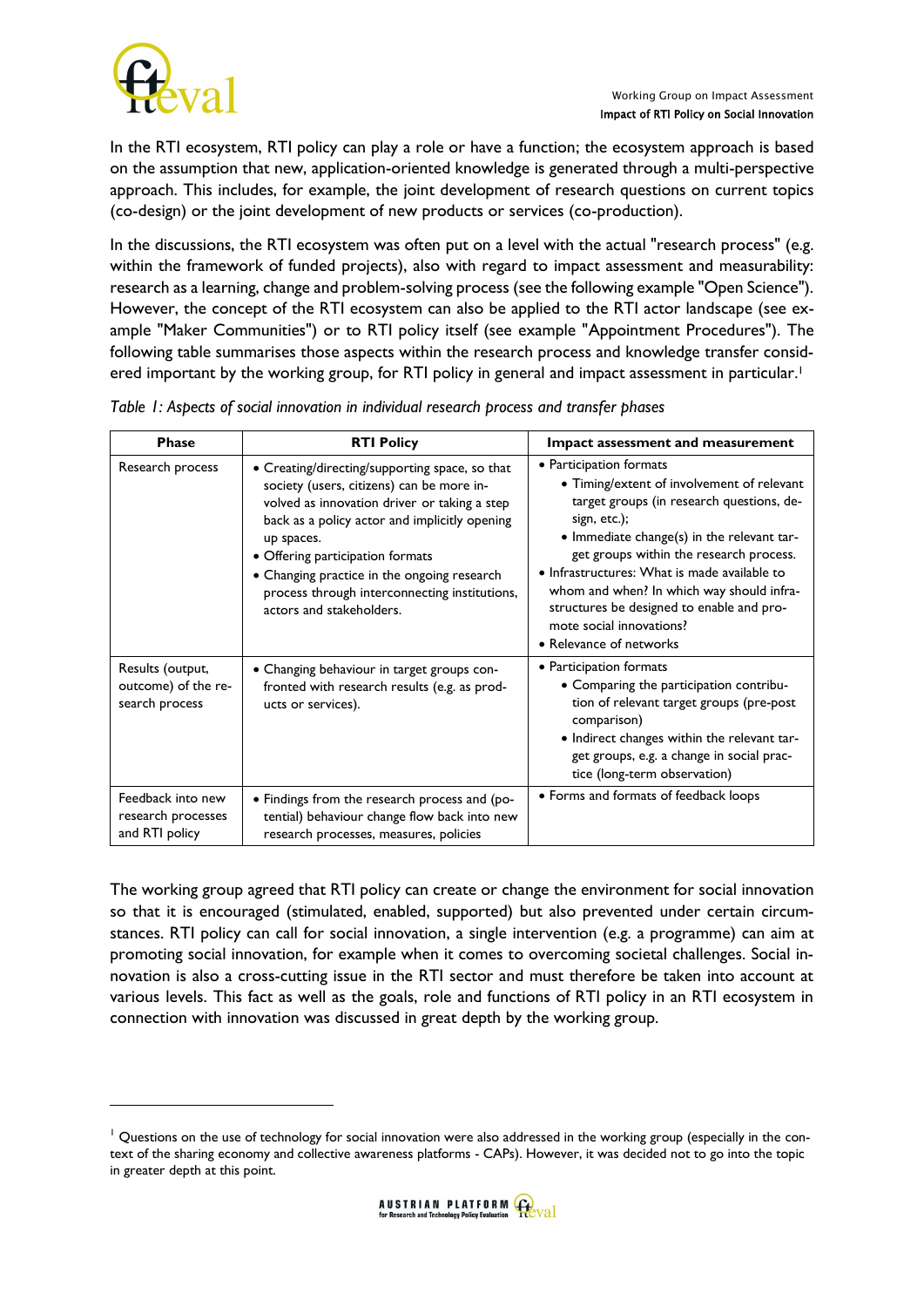In the RTI ecosystem, RTI policy can play a role or have a function; the ecosystem approach is based on the assumption that new, application-oriented knowledge is generated through a multi-perspective approach. This includes, for example, the joint development of research questions on current topics (co-design) or the joint development of new products or services (co-production).

In the discussions, the RTI ecosystem was often put on a level with the actual "research process" (e.g. within the framework of funded projects), also with regard to impact assessment and measurability: research as a learning, change and problem-solving process (see the following example "Open Science"). However, the concept of the RTI ecosystem can also be applied to the RTI actor landscape (see example "Maker Communities") or to RTI policy itself (see example "Appointment Procedures"). The following table summarises those aspects within the research process and knowledge transfer considered important by the working group, for RTI policy in general and impact assessment in particular.[1]

*Table 1: Aspects of social innovation in individual research process and transfer phases*

| Phase | RTI Policy | Impact assessment and measurement |
|---|---|---|
| Research process | • Creating/directing/supporting space, so that society (users, citizens) can be more involved as innovation driver or taking a step back as a policy actor and implicitly opening up spaces.<br>• Offering participation formats<br>• Changing practice in the ongoing research process through interconnecting institutions, actors and stakeholders. | • Participation formats<br>  • Timing/extent of involvement of relevant target groups (in research questions, design, etc.);<br>  • Immediate change(s) in the relevant target groups within the research process.<br>• Infrastructures: What is made available to whom and when? In which way should infrastructures be designed to enable and promote social innovations?<br>• Relevance of networks |
| Results (output, outcome) of the research process | • Changing behaviour in target groups confronted with research results (e.g. as products or services). | • Participation formats<br>  • Comparing the participation contribution of relevant target groups (pre-post comparison)<br>  • Indirect changes within the relevant target groups, e.g. a change in social practice (long-term observation) |
| Feedback into new research processes and RTI policy | • Findings from the research process and (potential) behaviour change flow back into new research processes, measures, policies | • Forms and formats of feedback loops |

The working group agreed that RTI policy can create or change the environment for social innovation so that it is encouraged (stimulated, enabled, supported) but also prevented under certain circumstances. RTI policy can call for social innovation, a single intervention (e.g. a programme) can aim at promoting social innovation, for example when it comes to overcoming societal challenges. Social innovation is also a cross-cutting issue in the RTI sector and must therefore be taken into account at various levels. This fact as well as the goals, role and functions of RTI policy in an RTI ecosystem in connection with innovation was discussed in great depth by the working group.

---

[1] Questions on the use of technology for social innovation were also addressed in the working group (especially in the context of the sharing economy and collective awareness platforms - CAPs). However, it was decided not to go into the topic in greater depth at this point.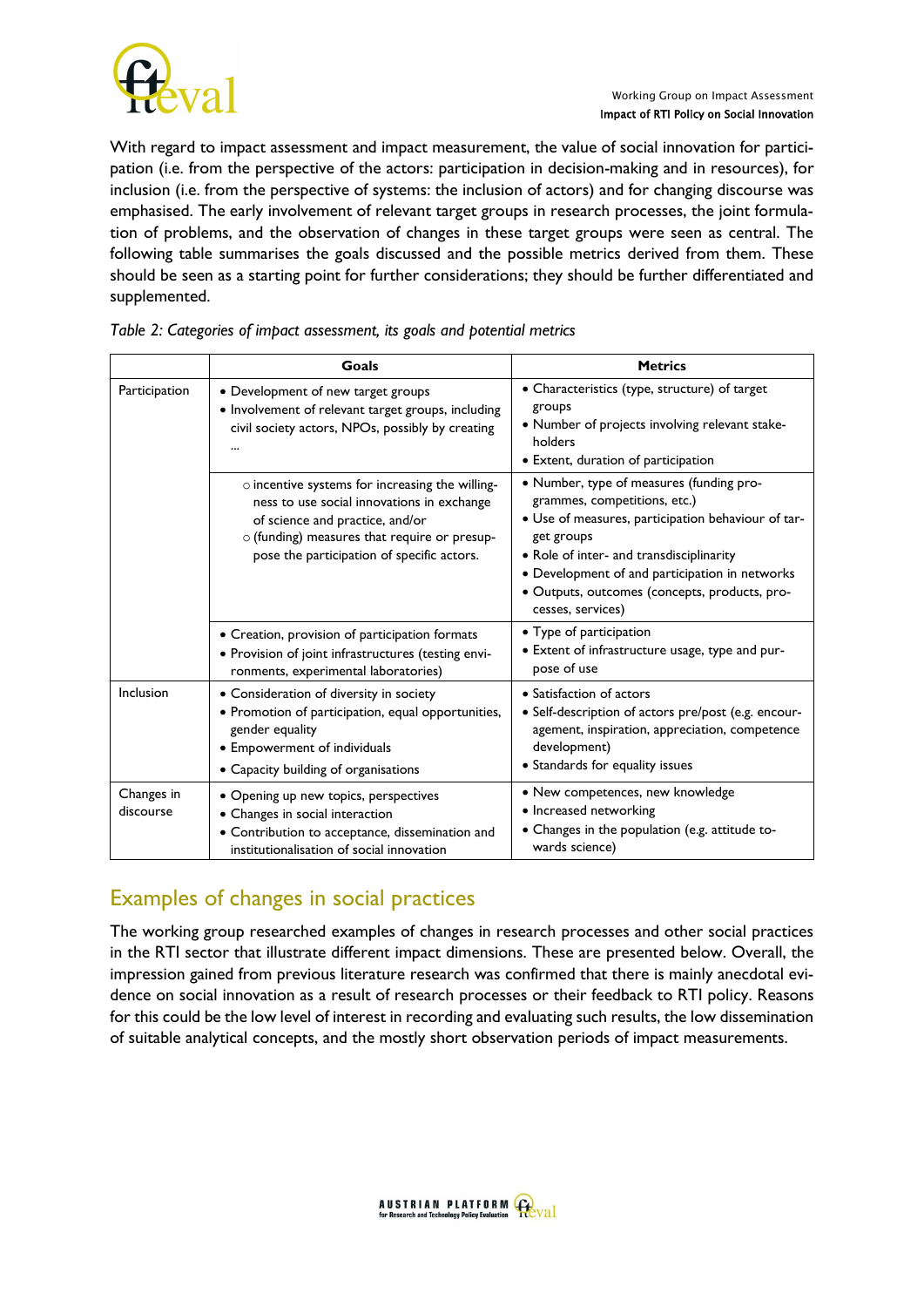With regard to impact assessment and impact measurement, the value of social innovation for participation (i.e. from the perspective of the actors: participation in decision-making and in resources), for inclusion (i.e. from the perspective of systems: the inclusion of actors) and for changing discourse was emphasised. The early involvement of relevant target groups in research processes, the joint formulation of problems, and the observation of changes in these target groups were seen as central. The following table summarises the goals discussed and the possible metrics derived from them. These should be seen as a starting point for further considerations; they should be further differentiated and supplemented.

*Table 2: Categories of impact assessment, its goals and potential metrics*

| | Goals | Metrics |
|---|---|---|
| Participation | • Development of new target groups<br>• Involvement of relevant target groups, including civil society actors, NPOs, possibly by creating … | • Characteristics (type, structure) of target groups<br>• Number of projects involving relevant stakeholders<br>• Extent, duration of participation |
| | ○ incentive systems for increasing the willingness to use social innovations in exchange of science and practice, and/or<br>○ (funding) measures that require or presuppose the participation of specific actors. | • Number, type of measures (funding programmes, competitions, etc.)<br>• Use of measures, participation behaviour of target groups<br>• Role of inter- and transdisciplinarity<br>• Development of and participation in networks<br>• Outputs, outcomes (concepts, products, processes, services) |
| | • Creation, provision of participation formats<br>• Provision of joint infrastructures (testing environments, experimental laboratories) | • Type of participation<br>• Extent of infrastructure usage, type and purpose of use |
| Inclusion | • Consideration of diversity in society<br>• Promotion of participation, equal opportunities, gender equality<br>• Empowerment of individuals<br>• Capacity building of organisations | • Satisfaction of actors<br>• Self-description of actors pre/post (e.g. encouragement, inspiration, appreciation, competence development)<br>• Standards for equality issues |
| Changes in discourse | • Opening up new topics, perspectives<br>• Changes in social interaction<br>• Contribution to acceptance, dissemination and institutionalisation of social innovation | • New competences, new knowledge<br>• Increased networking<br>• Changes in the population (e.g. attitude towards science) |

## Examples of changes in social practices

The working group researched examples of changes in research processes and other social practices in the RTI sector that illustrate different impact dimensions. These are presented below. Overall, the impression gained from previous literature research was confirmed that there is mainly anecdotal evidence on social innovation as a result of research processes or their feedback to RTI policy. Reasons for this could be the low level of interest in recording and evaluating such results, the low dissemination of suitable analytical concepts, and the mostly short observation periods of impact measurements.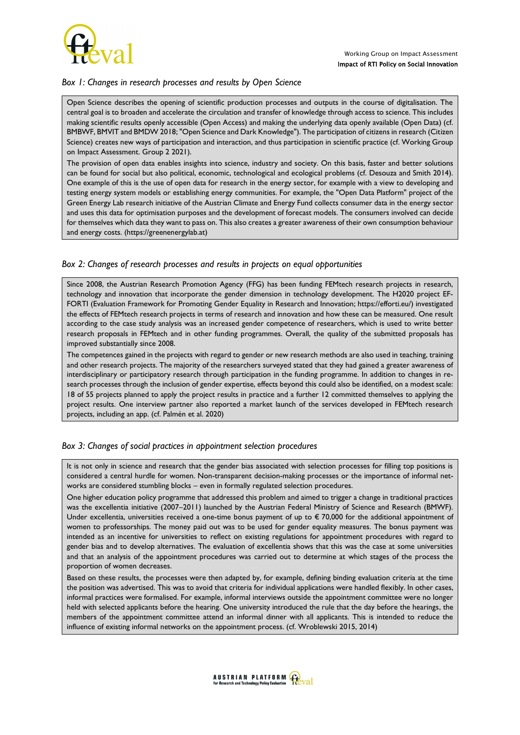*Box 1: Changes in research processes and results by Open Science*

Open Science describes the opening of scientific production processes and outputs in the course of digitalisation. The central goal is to broaden and accelerate the circulation and transfer of knowledge through access to science. This includes making scientific results openly accessible (Open Access) and making the underlying data openly available (Open Data) (cf. BMBWF, BMVIT and BMDW 2018; "Open Science and Dark Knowledge"). The participation of citizens in research (Citizen Science) creates new ways of participation and interaction, and thus participation in scientific practice (cf. Working Group on Impact Assessment. Group 2 2021).

The provision of open data enables insights into science, industry and society. On this basis, faster and better solutions can be found for social but also political, economic, technological and ecological problems (cf. Desouza and Smith 2014). One example of this is the use of open data for research in the energy sector, for example with a view to developing and testing energy system models or establishing energy communities. For example, the "Open Data Platform" project of the Green Energy Lab research initiative of the Austrian Climate and Energy Fund collects consumer data in the energy sector and uses this data for optimisation purposes and the development of forecast models. The consumers involved can decide for themselves which data they want to pass on. This also creates a greater awareness of their own consumption behaviour and energy costs. (https://greenenergylab.at)

*Box 2: Changes of research processes and results in projects on equal opportunities*

Since 2008, the Austrian Research Promotion Agency (FFG) has been funding FEMtech research projects in research, technology and innovation that incorporate the gender dimension in technology development. The H2020 project EFFORTI (Evaluation Framework for Promoting Gender Equality in Research and Innovation; https://efforti.eu/) investigated the effects of FEMtech research projects in terms of research and innovation and how these can be measured. One result according to the case study analysis was an increased gender competence of researchers, which is used to write better research proposals in FEMtech and in other funding programmes. Overall, the quality of the submitted proposals has improved substantially since 2008.

The competences gained in the projects with regard to gender or new research methods are also used in teaching, training and other research projects. The majority of the researchers surveyed stated that they had gained a greater awareness of interdisciplinary or participatory research through participation in the funding programme. In addition to changes in research processes through the inclusion of gender expertise, effects beyond this could also be identified, on a modest scale: 18 of 55 projects planned to apply the project results in practice and a further 12 committed themselves to applying the project results. One interview partner also reported a market launch of the services developed in FEMtech research projects, including an app. (cf. Palmén et al. 2020)

*Box 3: Changes of social practices in appointment selection procedures*

It is not only in science and research that the gender bias associated with selection processes for filling top positions is considered a central hurdle for women. Non-transparent decision-making processes or the importance of informal networks are considered stumbling blocks – even in formally regulated selection procedures.

One higher education policy programme that addressed this problem and aimed to trigger a change in traditional practices was the excellentia initiative (2007–2011) launched by the Austrian Federal Ministry of Science and Research (BMWF). Under excellentia, universities received a one-time bonus payment of up to € 70,000 for the additional appointment of women to professorships. The money paid out was to be used for gender equality measures. The bonus payment was intended as an incentive for universities to reflect on existing regulations for appointment procedures with regard to gender bias and to develop alternatives. The evaluation of excellentia shows that this was the case at some universities and that an analysis of the appointment procedures was carried out to determine at which stages of the process the proportion of women decreases.

Based on these results, the processes were then adapted by, for example, defining binding evaluation criteria at the time the position was advertised. This was to avoid that criteria for individual applications were handled flexibly. In other cases, informal practices were formalised. For example, informal interviews outside the appointment committee were no longer held with selected applicants before the hearing. One university introduced the rule that the day before the hearings, the members of the appointment committee attend an informal dinner with all applicants. This is intended to reduce the influence of existing informal networks on the appointment process. (cf. Wroblewski 2015, 2014)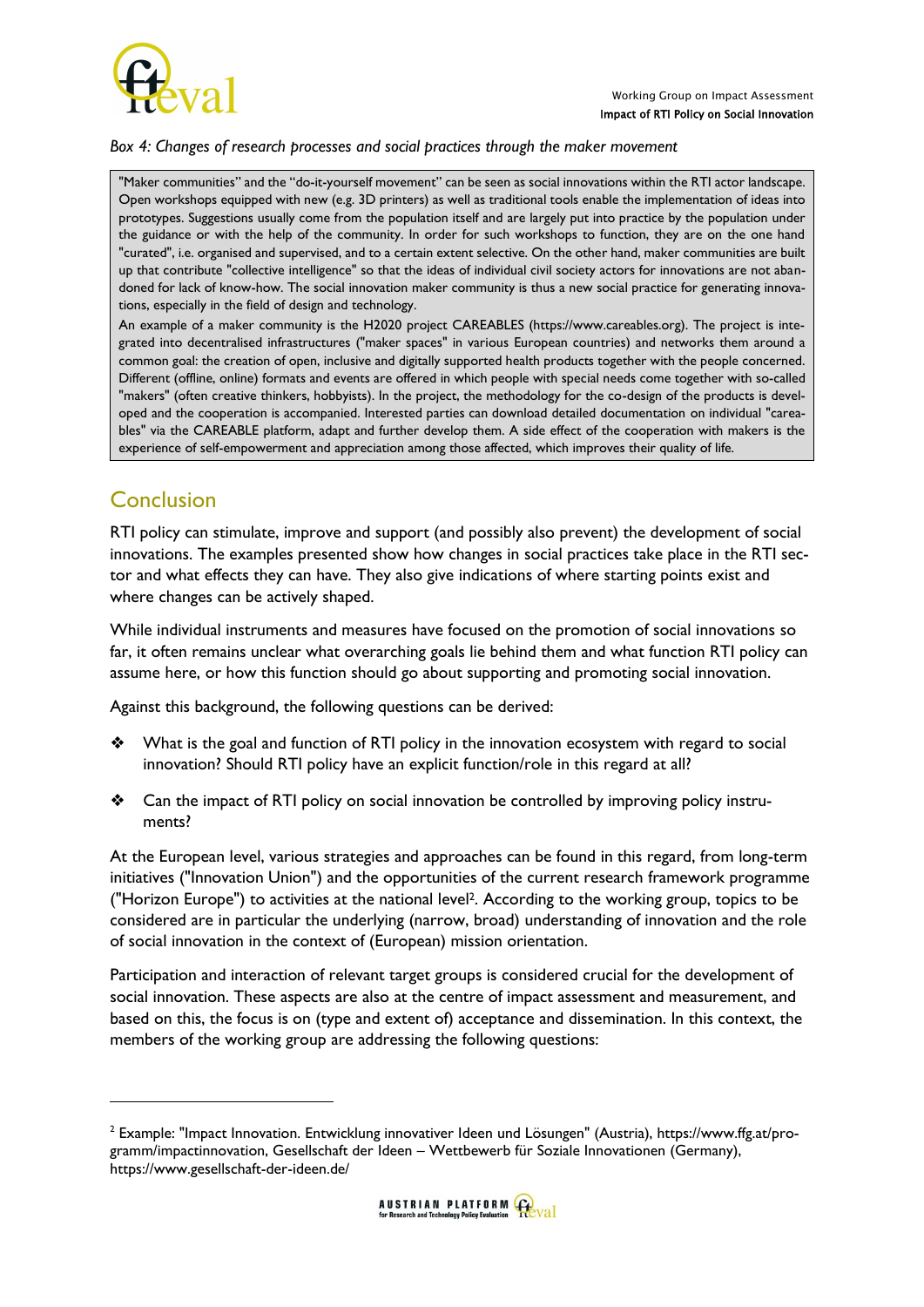*Box 4: Changes of research processes and social practices through the maker movement*

"Maker communities" and the "do-it-yourself movement" can be seen as social innovations within the RTI actor landscape. Open workshops equipped with new (e.g. 3D printers) as well as traditional tools enable the implementation of ideas into prototypes. Suggestions usually come from the population itself and are largely put into practice by the population under the guidance or with the help of the community. In order for such workshops to function, they are on the one hand "curated", i.e. organised and supervised, and to a certain extent selective. On the other hand, maker communities are built up that contribute "collective intelligence" so that the ideas of individual civil society actors for innovations are not abandoned for lack of know-how. The social innovation maker community is thus a new social practice for generating innovations, especially in the field of design and technology.

An example of a maker community is the H2020 project CAREABLES (https://www.careables.org). The project is integrated into decentralised infrastructures ("maker spaces" in various European countries) and networks them around a common goal: the creation of open, inclusive and digitally supported health products together with the people concerned. Different (offline, online) formats and events are offered in which people with special needs come together with so-called "makers" (often creative thinkers, hobbyists). In the project, the methodology for the co-design of the products is developed and the cooperation is accompanied. Interested parties can download detailed documentation on individual "careables" via the CAREABLE platform, adapt and further develop them. A side effect of the cooperation with makers is the experience of self-empowerment and appreciation among those affected, which improves their quality of life.

## Conclusion

RTI policy can stimulate, improve and support (and possibly also prevent) the development of social innovations. The examples presented show how changes in social practices take place in the RTI sector and what effects they can have. They also give indications of where starting points exist and where changes can be actively shaped.

While individual instruments and measures have focused on the promotion of social innovations so far, it often remains unclear what overarching goals lie behind them and what function RTI policy can assume here, or how this function should go about supporting and promoting social innovation.

Against this background, the following questions can be derived:

- What is the goal and function of RTI policy in the innovation ecosystem with regard to social innovation? Should RTI policy have an explicit function/role in this regard at all?
- Can the impact of RTI policy on social innovation be controlled by improving policy instruments?

At the European level, various strategies and approaches can be found in this regard, from long-term initiatives ("Innovation Union") and the opportunities of the current research framework programme ("Horizon Europe") to activities at the national level[2]. According to the working group, topics to be considered are in particular the underlying (narrow, broad) understanding of innovation and the role of social innovation in the context of (European) mission orientation.

Participation and interaction of relevant target groups is considered crucial for the development of social innovation. These aspects are also at the centre of impact assessment and measurement, and based on this, the focus is on (type and extent of) acceptance and dissemination. In this context, the members of the working group are addressing the following questions:

---

[2] Example: "Impact Innovation. Entwicklung innovativer Ideen und Lösungen" (Austria), https://www.ffg.at/programm/impactinnovation, Gesellschaft der Ideen – Wettbewerb für Soziale Innovationen (Germany), https://www.gesellschaft-der-ideen.de/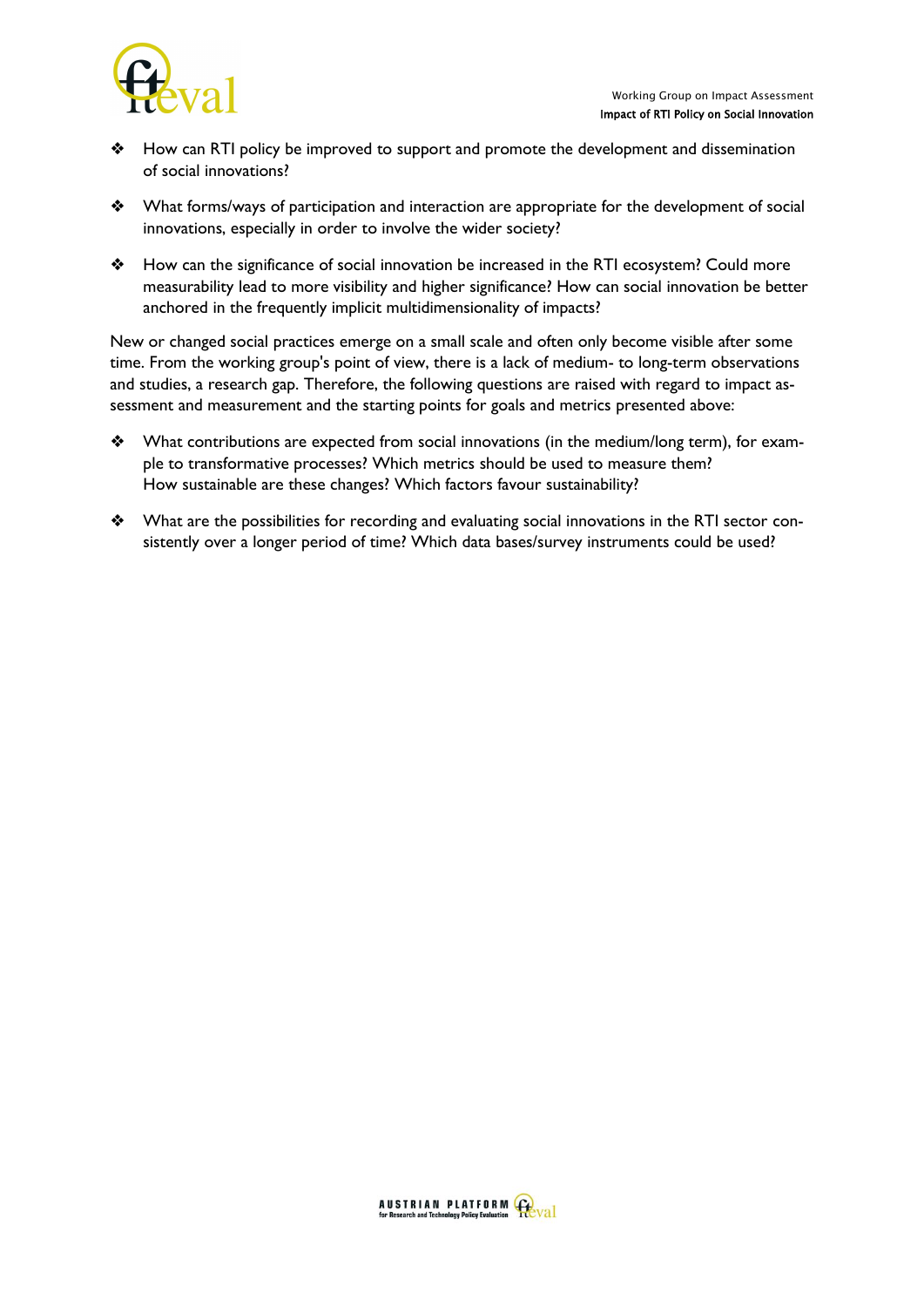- How can RTI policy be improved to support and promote the development and dissemination of social innovations?
- What forms/ways of participation and interaction are appropriate for the development of social innovations, especially in order to involve the wider society?
- How can the significance of social innovation be increased in the RTI ecosystem? Could more measurability lead to more visibility and higher significance? How can social innovation be better anchored in the frequently implicit multidimensionality of impacts?

New or changed social practices emerge on a small scale and often only become visible after some time. From the working group's point of view, there is a lack of medium- to long-term observations and studies, a research gap. Therefore, the following questions are raised with regard to impact assessment and measurement and the starting points for goals and metrics presented above:

- What contributions are expected from social innovations (in the medium/long term), for example to transformative processes? Which metrics should be used to measure them? How sustainable are these changes? Which factors favour sustainability?
- What are the possibilities for recording and evaluating social innovations in the RTI sector consistently over a longer period of time? Which data bases/survey instruments could be used?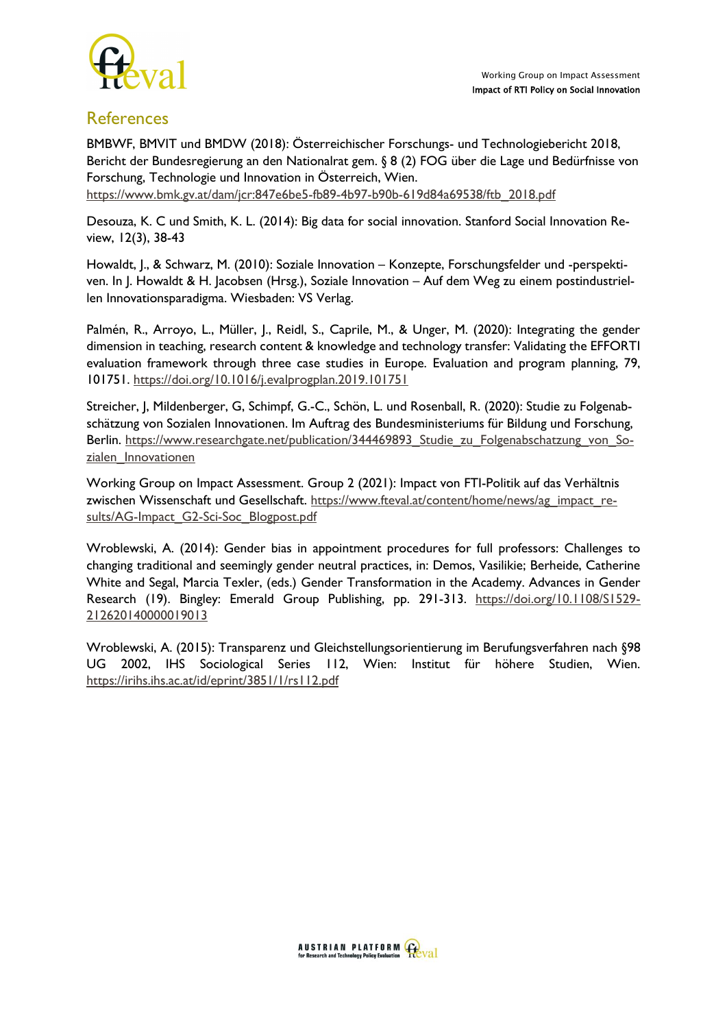## References

BMBWF, BMVIT und BMDW (2018): Österreichischer Forschungs- und Technologiebericht 2018, Bericht der Bundesregierung an den Nationalrat gem. § 8 (2) FOG über die Lage und Bedürfnisse von Forschung, Technologie und Innovation in Österreich, Wien. https://www.bmk.gv.at/dam/jcr:847e6be5-fb89-4b97-b90b-619d84a69538/ftb_2018.pdf

Desouza, K. C und Smith, K. L. (2014): Big data for social innovation. Stanford Social Innovation Review, 12(3), 38-43

Howaldt, J., & Schwarz, M. (2010): Soziale Innovation – Konzepte, Forschungsfelder und -perspektiven. In J. Howaldt & H. Jacobsen (Hrsg.), Soziale Innovation – Auf dem Weg zu einem postindustriellen Innovationsparadigma. Wiesbaden: VS Verlag.

Palmén, R., Arroyo, L., Müller, J., Reidl, S., Caprile, M., & Unger, M. (2020): Integrating the gender dimension in teaching, research content & knowledge and technology transfer: Validating the EFFORTI evaluation framework through three case studies in Europe. Evaluation and program planning, 79, 101751. https://doi.org/10.1016/j.evalprogplan.2019.101751

Streicher, J, Mildenberger, G, Schimpf, G.-C., Schön, L. und Rosenball, R. (2020): Studie zu Folgenabschätzung von Sozialen Innovationen. Im Auftrag des Bundesministeriums für Bildung und Forschung, Berlin. https://www.researchgate.net/publication/344469893_Studie_zu_Folgenabschatzung_von_Sozialen_Innovationen

Working Group on Impact Assessment. Group 2 (2021): Impact von FTI-Politik auf das Verhältnis zwischen Wissenschaft und Gesellschaft. https://www.fteval.at/content/home/news/ag_impact_results/AG-Impact_G2-Sci-Soc_Blogpost.pdf

Wroblewski, A. (2014): Gender bias in appointment procedures for full professors: Challenges to changing traditional and seemingly gender neutral practices, in: Demos, Vasilikie; Berheide, Catherine White and Segal, Marcia Texler, (eds.) Gender Transformation in the Academy. Advances in Gender Research (19). Bingley: Emerald Group Publishing, pp. 291-313. https://doi.org/10.1108/S1529-212620140000019013

Wroblewski, A. (2015): Transparenz und Gleichstellungsorientierung im Berufungsverfahren nach §98 UG 2002, IHS Sociological Series 112, Wien: Institut für höhere Studien, Wien. https://irihs.ihs.ac.at/id/eprint/3851/1/rs112.pdf